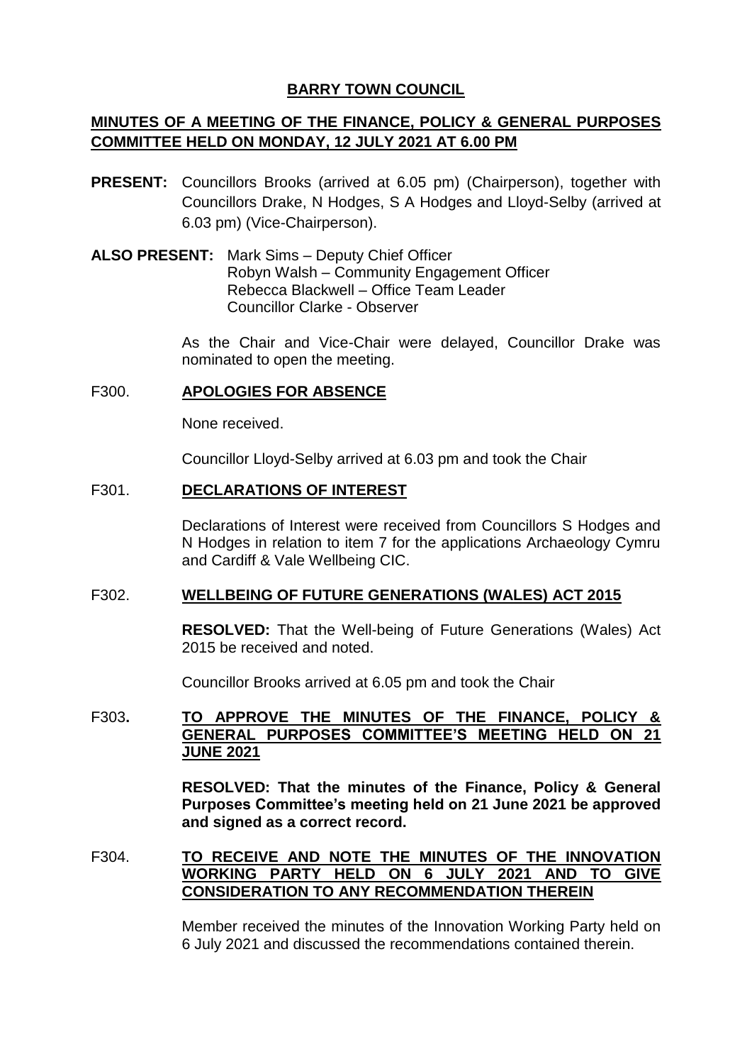# BARRY TOWN COUNCIL

## MINUTES OF A MEETING OF THE FINANCE, POLICY & GENERAL PURPOSES COMMITTEE HELD ON MONDAY, 12 JULY 2021 AT 6.00 PM

**PRESENT:** Councillors Brooks (arrived at 6.05 pm) (Chairperson), together with Councillors Drake, N Hodges, S A Hodges and Lloyd-Selby (arrived at 6.03 pm) (Vice-Chairperson).

**ALSO PRESENT:** Mark Sims – Deputy Chief Officer
Robyn Walsh – Community Engagement Officer
Rebecca Blackwell – Office Team Leader
Councillor Clarke - Observer

As the Chair and Vice-Chair were delayed, Councillor Drake was nominated to open the meeting.

### F300. APOLOGIES FOR ABSENCE

None received.

Councillor Lloyd-Selby arrived at 6.03 pm and took the Chair

### F301. DECLARATIONS OF INTEREST

Declarations of Interest were received from Councillors S Hodges and N Hodges in relation to item 7 for the applications Archaeology Cymru and Cardiff & Vale Wellbeing CIC.

### F302. WELLBEING OF FUTURE GENERATIONS (WALES) ACT 2015

**RESOLVED:** That the Well-being of Future Generations (Wales) Act 2015 be received and noted.

Councillor Brooks arrived at 6.05 pm and took the Chair

### F303. TO APPROVE THE MINUTES OF THE FINANCE, POLICY & GENERAL PURPOSES COMMITTEE'S MEETING HELD ON 21 JUNE 2021

**RESOLVED: That the minutes of the Finance, Policy & General Purposes Committee's meeting held on 21 June 2021 be approved and signed as a correct record.**

### F304. TO RECEIVE AND NOTE THE MINUTES OF THE INNOVATION WORKING PARTY HELD ON 6 JULY 2021 AND TO GIVE CONSIDERATION TO ANY RECOMMENDATION THEREIN

Member received the minutes of the Innovation Working Party held on 6 July 2021 and discussed the recommendations contained therein.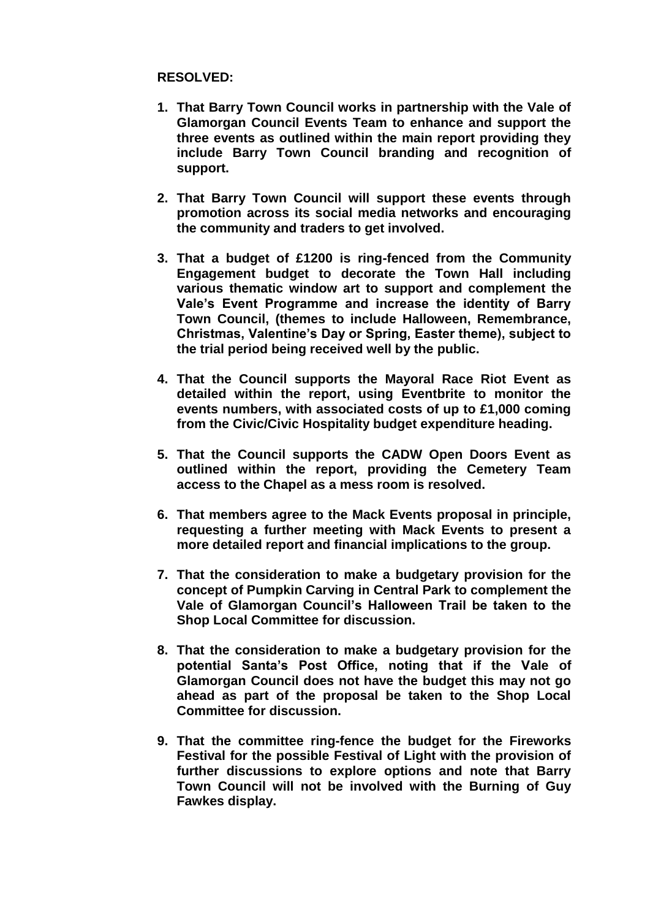**RESOLVED:**

1. **That Barry Town Council works in partnership with the Vale of Glamorgan Council Events Team to enhance and support the three events as outlined within the main report providing they include Barry Town Council branding and recognition of support.**

2. **That Barry Town Council will support these events through promotion across its social media networks and encouraging the community and traders to get involved.**

3. **That a budget of £1200 is ring-fenced from the Community Engagement budget to decorate the Town Hall including various thematic window art to support and complement the Vale's Event Programme and increase the identity of Barry Town Council, (themes to include Halloween, Remembrance, Christmas, Valentine's Day or Spring, Easter theme), subject to the trial period being received well by the public.**

4. **That the Council supports the Mayoral Race Riot Event as detailed within the report, using Eventbrite to monitor the events numbers, with associated costs of up to £1,000 coming from the Civic/Civic Hospitality budget expenditure heading.**

5. **That the Council supports the CADW Open Doors Event as outlined within the report, providing the Cemetery Team access to the Chapel as a mess room is resolved.**

6. **That members agree to the Mack Events proposal in principle, requesting a further meeting with Mack Events to present a more detailed report and financial implications to the group.**

7. **That the consideration to make a budgetary provision for the concept of Pumpkin Carving in Central Park to complement the Vale of Glamorgan Council's Halloween Trail be taken to the Shop Local Committee for discussion.**

8. **That the consideration to make a budgetary provision for the potential Santa's Post Office, noting that if the Vale of Glamorgan Council does not have the budget this may not go ahead as part of the proposal be taken to the Shop Local Committee for discussion.**

9. **That the committee ring-fence the budget for the Fireworks Festival for the possible Festival of Light with the provision of further discussions to explore options and note that Barry Town Council will not be involved with the Burning of Guy Fawkes display.**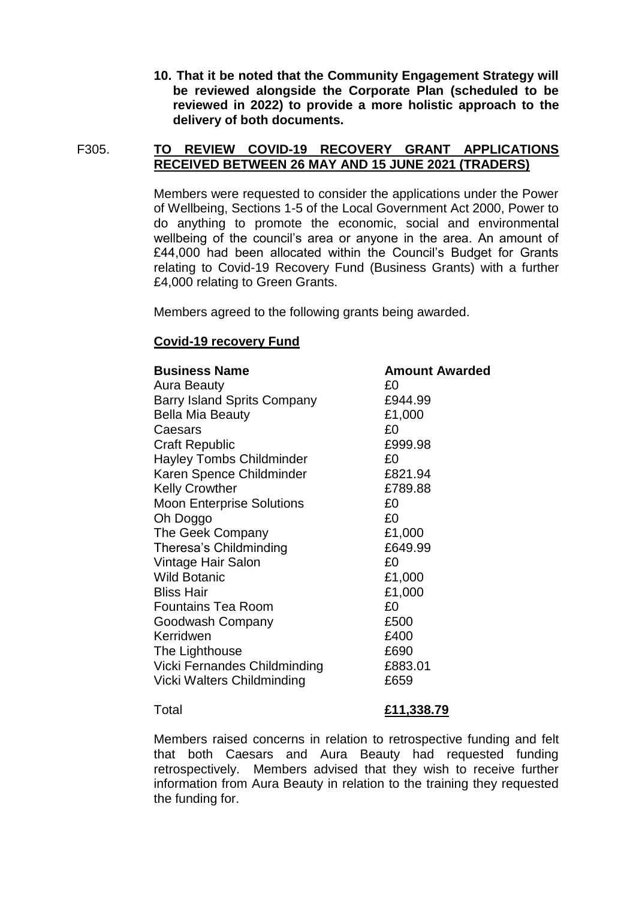**10. That it be noted that the Community Engagement Strategy will be reviewed alongside the Corporate Plan (scheduled to be reviewed in 2022) to provide a more holistic approach to the delivery of both documents.**

F305. **TO REVIEW COVID-19 RECOVERY GRANT APPLICATIONS RECEIVED BETWEEN 26 MAY AND 15 JUNE 2021 (TRADERS)**

Members were requested to consider the applications under the Power of Wellbeing, Sections 1-5 of the Local Government Act 2000, Power to do anything to promote the economic, social and environmental wellbeing of the council's area or anyone in the area. An amount of £44,000 had been allocated within the Council's Budget for Grants relating to Covid-19 Recovery Fund (Business Grants) with a further £4,000 relating to Green Grants.

Members agreed to the following grants being awarded.

**Covid-19 recovery Fund**

| Business Name | Amount Awarded |
|---|---|
| Aura Beauty | £0 |
| Barry Island Sprits Company | £944.99 |
| Bella Mia Beauty | £1,000 |
| Caesars | £0 |
| Craft Republic | £999.98 |
| Hayley Tombs Childminder | £0 |
| Karen Spence Childminder | £821.94 |
| Kelly Crowther | £789.88 |
| Moon Enterprise Solutions | £0 |
| Oh Doggo | £0 |
| The Geek Company | £1,000 |
| Theresa's Childminding | £649.99 |
| Vintage Hair Salon | £0 |
| Wild Botanic | £1,000 |
| Bliss Hair | £1,000 |
| Fountains Tea Room | £0 |
| Goodwash Company | £500 |
| Kerridwen | £400 |
| The Lighthouse | £690 |
| Vicki Fernandes Childminding | £883.01 |
| Vicki Walters Childminding | £659 |
| Total | **£11,338.79** |

Members raised concerns in relation to retrospective funding and felt that both Caesars and Aura Beauty had requested funding retrospectively. Members advised that they wish to receive further information from Aura Beauty in relation to the training they requested the funding for.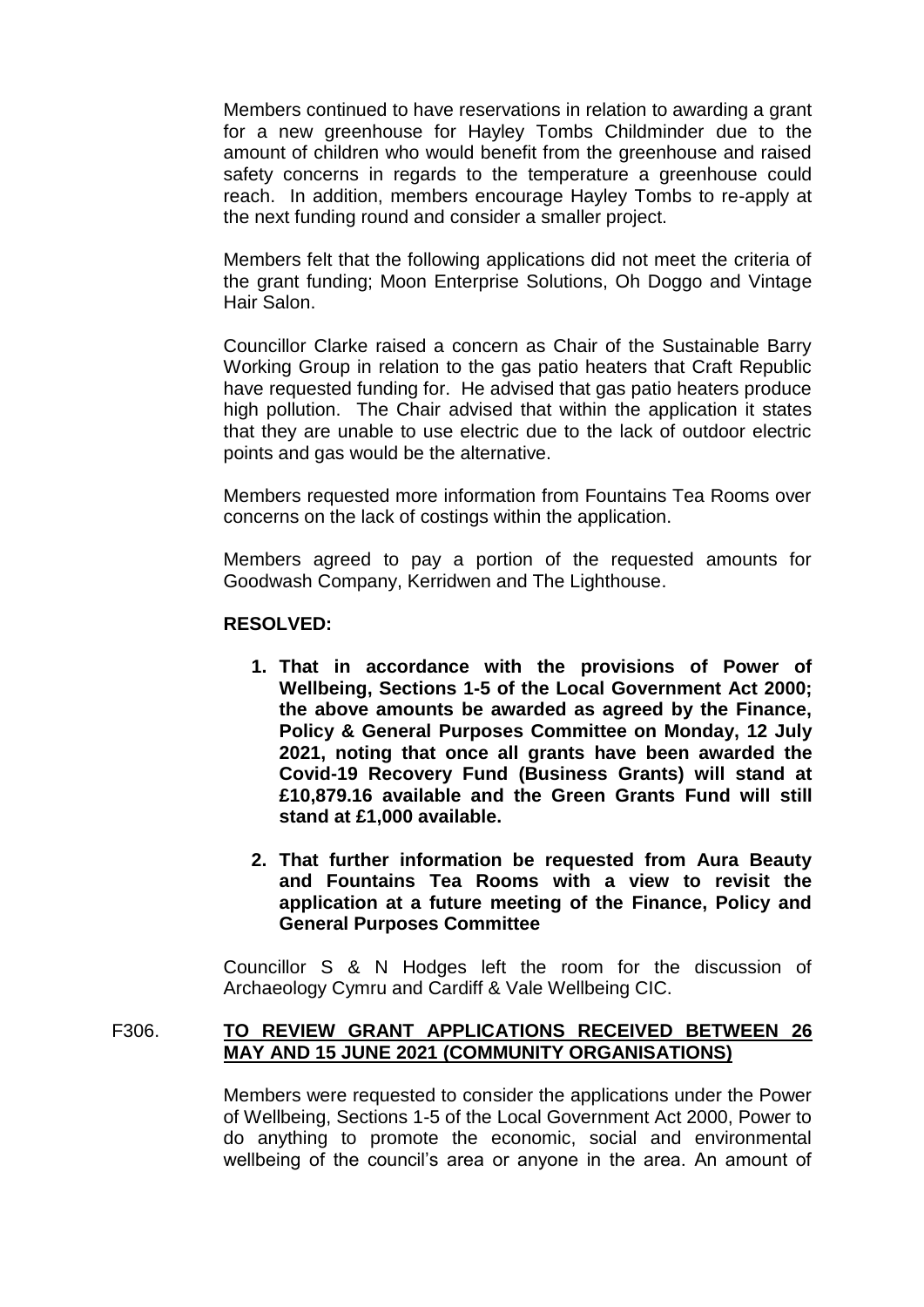Members continued to have reservations in relation to awarding a grant for a new greenhouse for Hayley Tombs Childminder due to the amount of children who would benefit from the greenhouse and raised safety concerns in regards to the temperature a greenhouse could reach. In addition, members encourage Hayley Tombs to re-apply at the next funding round and consider a smaller project.

Members felt that the following applications did not meet the criteria of the grant funding; Moon Enterprise Solutions, Oh Doggo and Vintage Hair Salon.

Councillor Clarke raised a concern as Chair of the Sustainable Barry Working Group in relation to the gas patio heaters that Craft Republic have requested funding for. He advised that gas patio heaters produce high pollution. The Chair advised that within the application it states that they are unable to use electric due to the lack of outdoor electric points and gas would be the alternative.

Members requested more information from Fountains Tea Rooms over concerns on the lack of costings within the application.

Members agreed to pay a portion of the requested amounts for Goodwash Company, Kerridwen and The Lighthouse.

**RESOLVED:**

1. **That in accordance with the provisions of Power of Wellbeing, Sections 1-5 of the Local Government Act 2000; the above amounts be awarded as agreed by the Finance, Policy & General Purposes Committee on Monday, 12 July 2021, noting that once all grants have been awarded the Covid-19 Recovery Fund (Business Grants) will stand at £10,879.16 available and the Green Grants Fund will still stand at £1,000 available.**

2. **That further information be requested from Aura Beauty and Fountains Tea Rooms with a view to revisit the application at a future meeting of the Finance, Policy and General Purposes Committee**

Councillor S & N Hodges left the room for the discussion of Archaeology Cymru and Cardiff & Vale Wellbeing CIC.

## F306. TO REVIEW GRANT APPLICATIONS RECEIVED BETWEEN 26 MAY AND 15 JUNE 2021 (COMMUNITY ORGANISATIONS)

Members were requested to consider the applications under the Power of Wellbeing, Sections 1-5 of the Local Government Act 2000, Power to do anything to promote the economic, social and environmental wellbeing of the council's area or anyone in the area. An amount of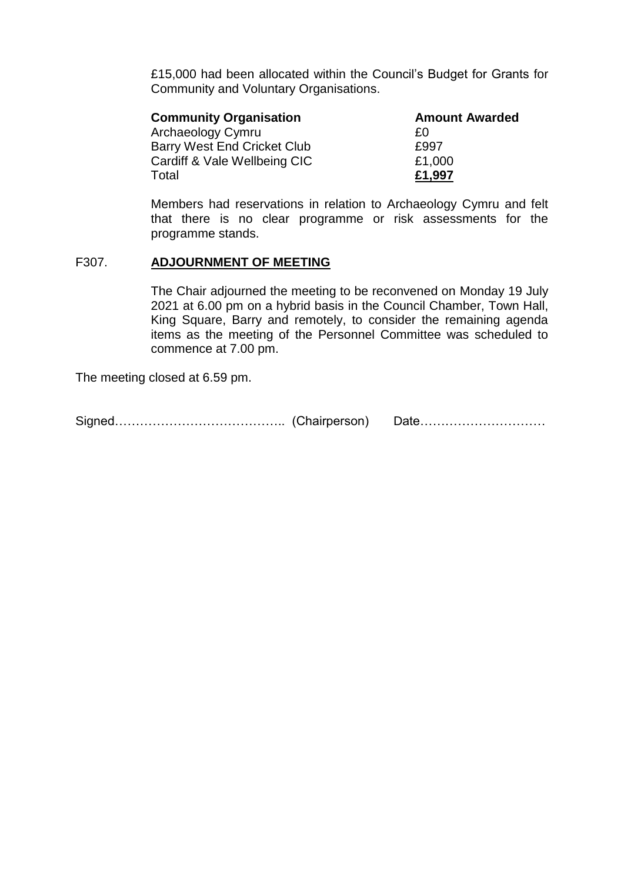£15,000 had been allocated within the Council's Budget for Grants for Community and Voluntary Organisations.

| **Community Organisation** | **Amount Awarded** |
|---|---|
| Archaeology Cymru | £0 |
| Barry West End Cricket Club | £997 |
| Cardiff & Vale Wellbeing CIC | £1,000 |
| Total | **£1,997** |

Members had reservations in relation to Archaeology Cymru and felt that there is no clear programme or risk assessments for the programme stands.

F307. **ADJOURNMENT OF MEETING**

The Chair adjourned the meeting to be reconvened on Monday 19 July 2021 at 6.00 pm on a hybrid basis in the Council Chamber, Town Hall, King Square, Barry and remotely, to consider the remaining agenda items as the meeting of the Personnel Committee was scheduled to commence at 7.00 pm.

The meeting closed at 6.59 pm.

Signed………………………………….. (Chairperson) Date…………………………